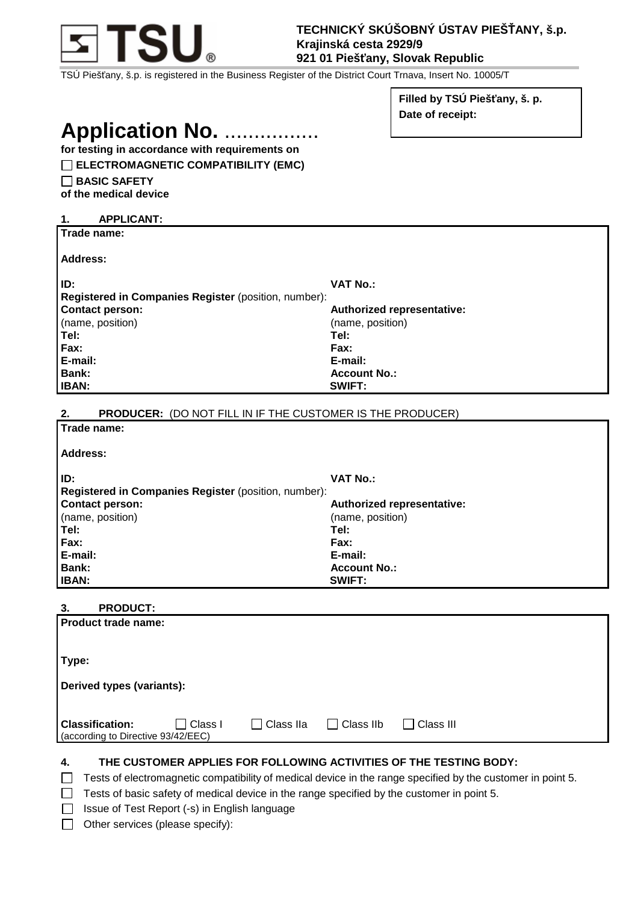**TECHNICKÝ SKÚŠOBNÝ ÚSTAV PIEŠŤANY, š.p.**
**Krajinská cesta 2929/9**
**921 01 Piešťany, Slovak Republic**

TSÚ Piešťany, š.p. is registered in the Business Register of the District Court Trnava, Insert No. 10005/T

**Filled by TSÚ Piešťany, š. p.**
**Date of receipt:**

# Application No. …………….

**for testing in accordance with requirements on**

☐ **ELECTROMAGNETIC COMPATIBILITY (EMC)**

☐ **BASIC SAFETY**

**of the medical device**

## 1. APPLICANT:

**Trade name:**

**Address:**

| | |
|---|---|
| **ID:** | **VAT No.:** |
| **Registered in Companies Register** (position, number): | |
| **Contact person:** (name, position) | **Authorized representative:** (name, position) |
| **Tel:** | **Tel:** |
| **Fax:** | **Fax:** |
| **E-mail:** | **E-mail:** |
| **Bank:** | **Account No.:** |
| **IBAN:** | **SWIFT:** |

## 2. PRODUCER: (DO NOT FILL IN IF THE CUSTOMER IS THE PRODUCER)

**Trade name:**

**Address:**

| | |
|---|---|
| **ID:** | **VAT No.:** |
| **Registered in Companies Register** (position, number): | |
| **Contact person:** (name, position) | **Authorized representative:** (name, position) |
| **Tel:** | **Tel:** |
| **Fax:** | **Fax:** |
| **E-mail:** | **E-mail:** |
| **Bank:** | **Account No.:** |
| **IBAN:** | **SWIFT:** |

## 3. PRODUCT:

**Product trade name:**

**Type:**

**Derived types (variants):**

**Classification:** (according to Directive 93/42/EEC) ☐ Class I ☐ Class IIa ☐ Class IIb ☐ Class III

## 4. THE CUSTOMER APPLIES FOR FOLLOWING ACTIVITIES OF THE TESTING BODY:

☐ Tests of electromagnetic compatibility of medical device in the range specified by the customer in point 5.

☐ Tests of basic safety of medical device in the range specified by the customer in point 5.

☐ Issue of Test Report (-s) in English language

☐ Other services (please specify):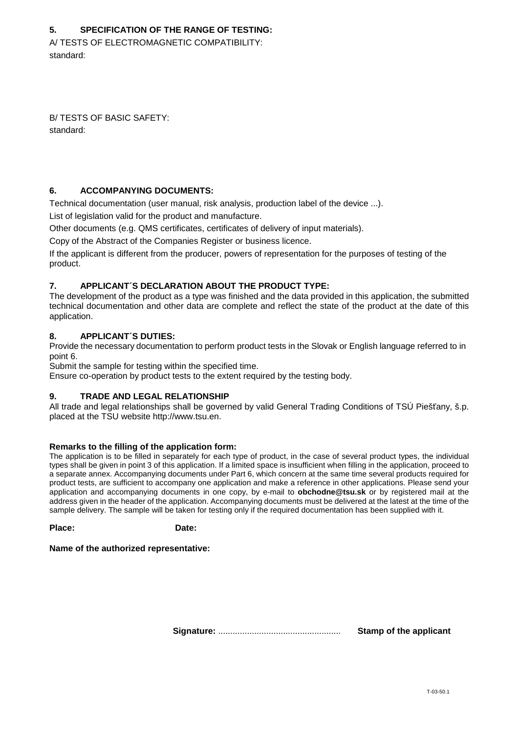## 5. SPECIFICATION OF THE RANGE OF TESTING:

A/ TESTS OF ELECTROMAGNETIC COMPATIBILITY:

standard:

B/ TESTS OF BASIC SAFETY:

standard:

## 6. ACCOMPANYING DOCUMENTS:

Technical documentation (user manual, risk analysis, production label of the device ...).

List of legislation valid for the product and manufacture.

Other documents (e.g. QMS certificates, certificates of delivery of input materials).

Copy of the Abstract of the Companies Register or business licence.

If the applicant is different from the producer, powers of representation for the purposes of testing of the product.

## 7. APPLICANT´S DECLARATION ABOUT THE PRODUCT TYPE:

The development of the product as a type was finished and the data provided in this application, the submitted technical documentation and other data are complete and reflect the state of the product at the date of this application.

## 8. APPLICANT´S DUTIES:

Provide the necessary documentation to perform product tests in the Slovak or English language referred to in point 6.

Submit the sample for testing within the specified time.

Ensure co-operation by product tests to the extent required by the testing body.

## 9. TRADE AND LEGAL RELATIONSHIP

All trade and legal relationships shall be governed by valid General Trading Conditions of TSÚ Piešťany, š.p. placed at the TSU website http://www.tsu.en.

**Remarks to the filling of the application form:**

The application is to be filled in separately for each type of product, in the case of several product types, the individual types shall be given in point 3 of this application. If a limited space is insufficient when filling in the application, proceed to a separate annex. Accompanying documents under Part 6, which concern at the same time several products required for product tests, are sufficient to accompany one application and make a reference in other applications. Please send your application and accompanying documents in one copy, by e-mail to **obchodne@tsu.sk** or by registered mail at the address given in the header of the application. Accompanying documents must be delivered at the latest at the time of the sample delivery. The sample will be taken for testing only if the required documentation has been supplied with it.

**Place:** **Date:**

**Name of the authorized representative:**

**Signature:** .................................................. **Stamp of the applicant**

T-03-50.1